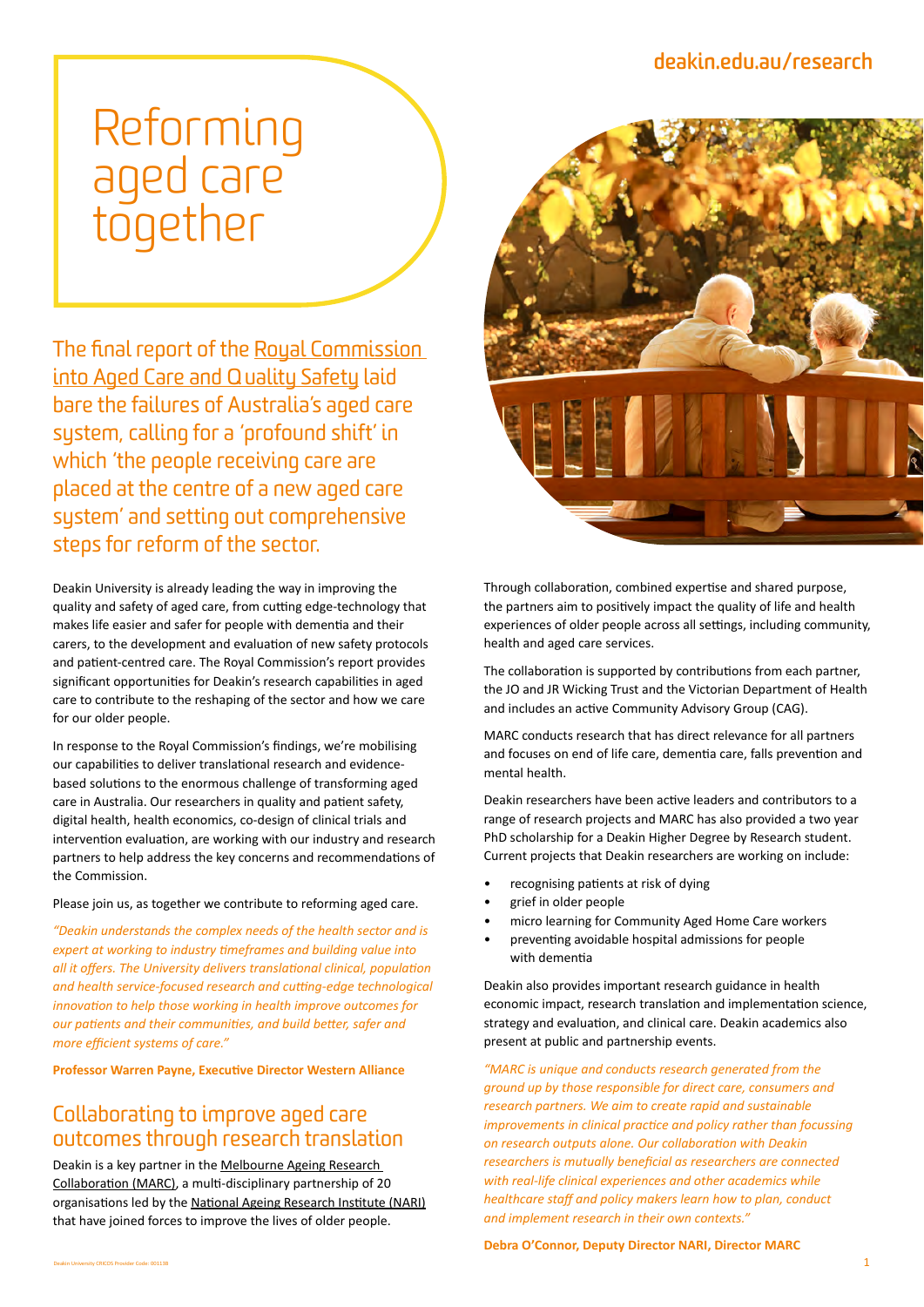# Reforming aged care together

## The final report of the Royal Commission into Aged Care and Quality Safety laid bare the failures of Australia's aged care system, calling for a 'profound shift' in which 'the people receiving care are placed at the centre of a new aged care system' and setting out comprehensive steps for reform of the sector.

Deakin University is already leading the way in improving the quality and safety of aged care, from cutting edge-technology that makes life easier and safer for people with dementia and their carers, to the development and evaluation of new safety protocols and patient-centred care. The Royal Commission's report provides significant opportunities for Deakin's research capabilities in aged care to contribute to the reshaping of the sector and how we care for our older people.

In response to the Royal Commission's findings, we're mobilising our capabilities to deliver translational research and evidence-based solutions to the enormous challenge of transforming aged care in Australia. Our researchers in quality and patient safety, digital health, health economics, co-design of clinical trials and intervention evaluation, are working with our industry and research partners to help address the key concerns and recommendations of the Commission.

Please join us, as together we contribute to reforming aged care.

*"Deakin understands the complex needs of the health sector and is expert at working to industry timeframes and building value into all it offers. The University delivers translational clinical, population and health service-focused research and cutting-edge technological innovation to help those working in health improve outcomes for our patients and their communities, and build better, safer and more efficient systems of care."*

**Professor Warren Payne, Executive Director Western Alliance**

## Collaborating to improve aged care outcomes through research translation

Deakin is a key partner in the Melbourne Ageing Research Collaboration (MARC), a multi-disciplinary partnership of 20 organisations led by the National Ageing Research Institute (NARI) that have joined forces to improve the lives of older people.

Through collaboration, combined expertise and shared purpose, the partners aim to positively impact the quality of life and health experiences of older people across all settings, including community, health and aged care services.

The collaboration is supported by contributions from each partner, the JO and JR Wicking Trust and the Victorian Department of Health and includes an active Community Advisory Group (CAG).

MARC conducts research that has direct relevance for all partners and focuses on end of life care, dementia care, falls prevention and mental health.

Deakin researchers have been active leaders and contributors to a range of research projects and MARC has also provided a two year PhD scholarship for a Deakin Higher Degree by Research student. Current projects that Deakin researchers are working on include:

- recognising patients at risk of dying
- grief in older people
- micro learning for Community Aged Home Care workers
- preventing avoidable hospital admissions for people with dementia

Deakin also provides important research guidance in health economic impact, research translation and implementation science, strategy and evaluation, and clinical care. Deakin academics also present at public and partnership events.

*"MARC is unique and conducts research generated from the ground up by those responsible for direct care, consumers and research partners. We aim to create rapid and sustainable improvements in clinical practice and policy rather than focussing on research outputs alone. Our collaboration with Deakin researchers is mutually beneficial as researchers are connected with real-life clinical experiences and other academics while healthcare staff and policy makers learn how to plan, conduct and implement research in their own contexts."*

**Debra O'Connor, Deputy Director NARI, Director MARC**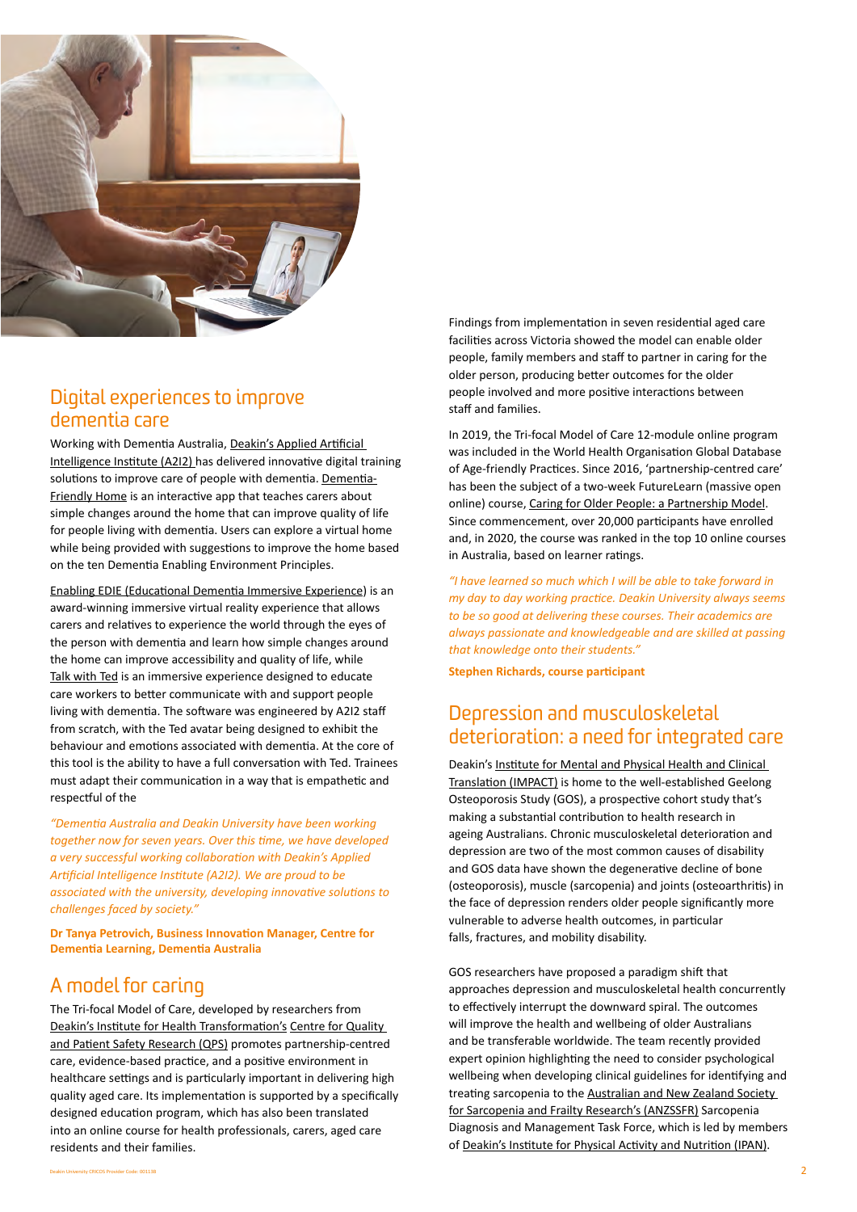## Digital experiences to improve dementia care

Working with Dementia Australia, Deakin's Applied Artificial Intelligence Institute (A2I2) has delivered innovative digital training solutions to improve care of people with dementia. Dementia-Friendly Home is an interactive app that teaches carers about simple changes around the home that can improve quality of life for people living with dementia. Users can explore a virtual home while being provided with suggestions to improve the home based on the ten Dementia Enabling Environment Principles.

Enabling EDIE (Educational Dementia Immersive Experience) is an award-winning immersive virtual reality experience that allows carers and relatives to experience the world through the eyes of the person with dementia and learn how simple changes around the home can improve accessibility and quality of life, while Talk with Ted is an immersive experience designed to educate care workers to better communicate with and support people living with dementia. The software was engineered by A2I2 staff from scratch, with the Ted avatar being designed to exhibit the behaviour and emotions associated with dementia. At the core of this tool is the ability to have a full conversation with Ted. Trainees must adapt their communication in a way that is empathetic and respectful of the

*"Dementia Australia and Deakin University have been working together now for seven years. Over this time, we have developed a very successful working collaboration with Deakin's Applied Artificial Intelligence Institute (A2I2). We are proud to be associated with the university, developing innovative solutions to challenges faced by society."*

**Dr Tanya Petrovich, Business Innovation Manager, Centre for Dementia Learning, Dementia Australia**

## A model for caring

The Tri-focal Model of Care, developed by researchers from Deakin's Institute for Health Transformation's Centre for Quality and Patient Safety Research (QPS) promotes partnership-centred care, evidence-based practice, and a positive environment in healthcare settings and is particularly important in delivering high quality aged care. Its implementation is supported by a specifically designed education program, which has also been translated into an online course for health professionals, carers, aged care residents and their families.

Findings from implementation in seven residential aged care facilities across Victoria showed the model can enable older people, family members and staff to partner in caring for the older person, producing better outcomes for the older people involved and more positive interactions between staff and families.

In 2019, the Tri-focal Model of Care 12-module online program was included in the World Health Organisation Global Database of Age-friendly Practices. Since 2016, 'partnership-centred care' has been the subject of a two-week FutureLearn (massive open online) course, Caring for Older People: a Partnership Model. Since commencement, over 20,000 participants have enrolled and, in 2020, the course was ranked in the top 10 online courses in Australia, based on learner ratings.

*"I have learned so much which I will be able to take forward in my day to day working practice. Deakin University always seems to be so good at delivering these courses. Their academics are always passionate and knowledgeable and are skilled at passing that knowledge onto their students."*

**Stephen Richards, course participant**

## Depression and musculoskeletal deterioration: a need for integrated care

Deakin's Institute for Mental and Physical Health and Clinical Translation (IMPACT) is home to the well-established Geelong Osteoporosis Study (GOS), a prospective cohort study that's making a substantial contribution to health research in ageing Australians. Chronic musculoskeletal deterioration and depression are two of the most common causes of disability and GOS data have shown the degenerative decline of bone (osteoporosis), muscle (sarcopenia) and joints (osteoarthritis) in the face of depression renders older people significantly more vulnerable to adverse health outcomes, in particular falls, fractures, and mobility disability.

GOS researchers have proposed a paradigm shift that approaches depression and musculoskeletal health concurrently to effectively interrupt the downward spiral. The outcomes will improve the health and wellbeing of older Australians and be transferable worldwide. The team recently provided expert opinion highlighting the need to consider psychological wellbeing when developing clinical guidelines for identifying and treating sarcopenia to the Australian and New Zealand Society for Sarcopenia and Frailty Research's (ANZSSFR) Sarcopenia Diagnosis and Management Task Force, which is led by members of Deakin's Institute for Physical Activity and Nutrition (IPAN).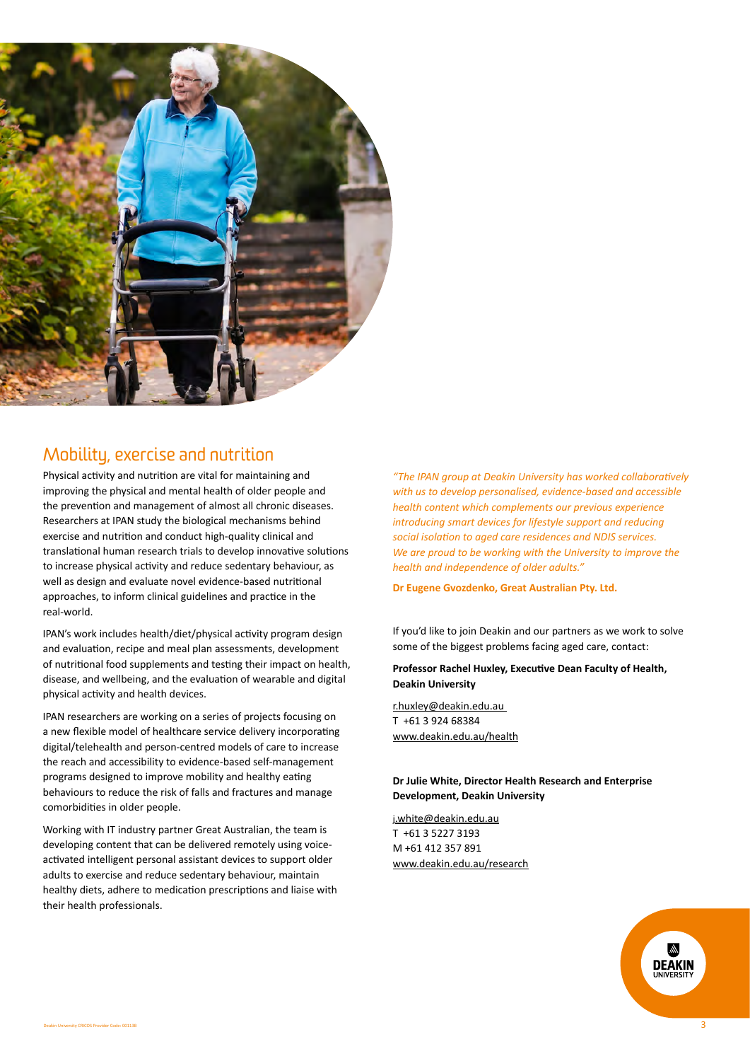## Mobility, exercise and nutrition

Physical activity and nutrition are vital for maintaining and improving the physical and mental health of older people and the prevention and management of almost all chronic diseases. Researchers at IPAN study the biological mechanisms behind exercise and nutrition and conduct high-quality clinical and translational human research trials to develop innovative solutions to increase physical activity and reduce sedentary behaviour, as well as design and evaluate novel evidence-based nutritional approaches, to inform clinical guidelines and practice in the real-world.

IPAN's work includes health/diet/physical activity program design and evaluation, recipe and meal plan assessments, development of nutritional food supplements and testing their impact on health, disease, and wellbeing, and the evaluation of wearable and digital physical activity and health devices.

IPAN researchers are working on a series of projects focusing on a new flexible model of healthcare service delivery incorporating digital/telehealth and person-centred models of care to increase the reach and accessibility to evidence-based self-management programs designed to improve mobility and healthy eating behaviours to reduce the risk of falls and fractures and manage comorbidities in older people.

Working with IT industry partner Great Australian, the team is developing content that can be delivered remotely using voice-activated intelligent personal assistant devices to support older adults to exercise and reduce sedentary behaviour, maintain healthy diets, adhere to medication prescriptions and liaise with their health professionals.

*"The IPAN group at Deakin University has worked collaboratively with us to develop personalised, evidence-based and accessible health content which complements our previous experience introducing smart devices for lifestyle support and reducing social isolation to aged care residences and NDIS services. We are proud to be working with the University to improve the health and independence of older adults."*

**Dr Eugene Gvozdenko, Great Australian Pty. Ltd.**

If you'd like to join Deakin and our partners as we work to solve some of the biggest problems facing aged care, contact:

**Professor Rachel Huxley, Executive Dean Faculty of Health, Deakin University**

r.huxley@deakin.edu.au
T +61 3 924 68384
www.deakin.edu.au/health

**Dr Julie White, Director Health Research and Enterprise Development, Deakin University**

j.white@deakin.edu.au
T +61 3 5227 3193
M +61 412 357 891
www.deakin.edu.au/research

DEAKIN UNIVERSITY

Deakin University CRICOS Provider Code: 00113B